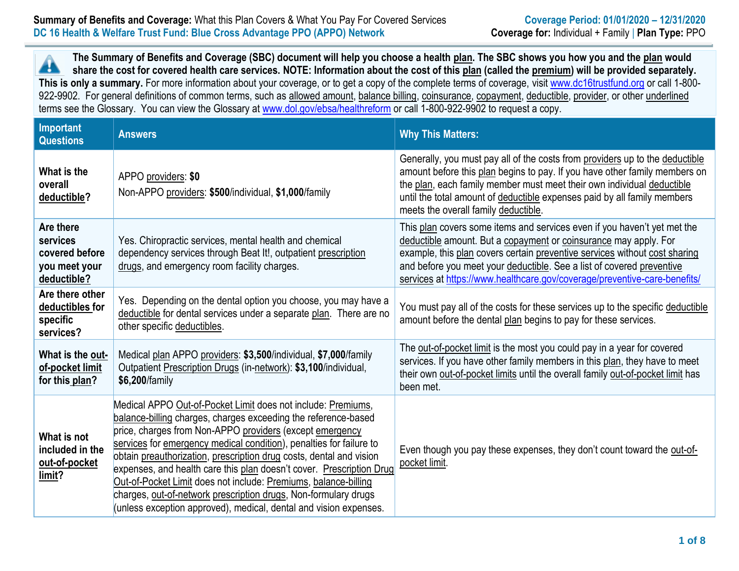**Summary of Benefits and Coverage:** What this Plan Covers & What You Pay For Covered Services
**DC 16 Health & Welfare Trust Fund: Blue Cross Advantage PPO (APPO) Network**

**Coverage Period: 01/01/2020 – 12/31/2020**
**Coverage for:** Individual + Family | **Plan Type:** PPO

**The Summary of Benefits and Coverage (SBC) document will help you choose a health plan. The SBC shows you how you and the plan would share the cost for covered health care services. NOTE: Information about the cost of this plan (called the premium) will be provided separately. This is only a summary.** For more information about your coverage, or to get a copy of the complete terms of coverage, visit www.dc16trustfund.org or call 1-800-922-9902. For general definitions of common terms, such as allowed amount, balance billing, coinsurance, copayment, deductible, provider, or other underlined terms see the Glossary. You can view the Glossary at www.dol.gov/ebsa/healthreform or call 1-800-922-9902 to request a copy.

| Important Questions | Answers | Why This Matters: |
|---|---|---|
| **What is the overall deductible?** | APPO providers: **$0**<br>Non-APPO providers: **$500**/individual, **$1,000**/family | Generally, you must pay all of the costs from providers up to the deductible amount before this plan begins to pay. If you have other family members on the plan, each family member must meet their own individual deductible until the total amount of deductible expenses paid by all family members meets the overall family deductible. |
| **Are there services covered before you meet your deductible?** | Yes. Chiropractic services, mental health and chemical dependency services through Beat It!, outpatient prescription drugs, and emergency room facility charges. | This plan covers some items and services even if you haven't yet met the deductible amount. But a copayment or coinsurance may apply. For example, this plan covers certain preventive services without cost sharing and before you meet your deductible. See a list of covered preventive services at https://www.healthcare.gov/coverage/preventive-care-benefits/ |
| **Are there other deductibles for specific services?** | Yes. Depending on the dental option you choose, you may have a deductible for dental services under a separate plan. There are no other specific deductibles. | You must pay all of the costs for these services up to the specific deductible amount before the dental plan begins to pay for these services. |
| **What is the out-of-pocket limit for this plan?** | Medical plan APPO providers: **$3,500**/individual, **$7,000**/family<br>Outpatient Prescription Drugs (in-network): **$3,100**/individual, **$6,200**/family | The out-of-pocket limit is the most you could pay in a year for covered services. If you have other family members in this plan, they have to meet their own out-of-pocket limits until the overall family out-of-pocket limit has been met. |
| **What is not included in the out-of-pocket limit?** | Medical APPO Out-of-Pocket Limit does not include: Premiums, balance-billing charges, charges exceeding the reference-based price, charges from Non-APPO providers (except emergency services for emergency medical condition), penalties for failure to obtain preauthorization, prescription drug costs, dental and vision expenses, and health care this plan doesn't cover. Prescription Drug Out-of-Pocket Limit does not include: Premiums, balance-billing charges, out-of-network prescription drugs, Non-formulary drugs (unless exception approved), medical, dental and vision expenses. | Even though you pay these expenses, they don't count toward the out-of-pocket limit. |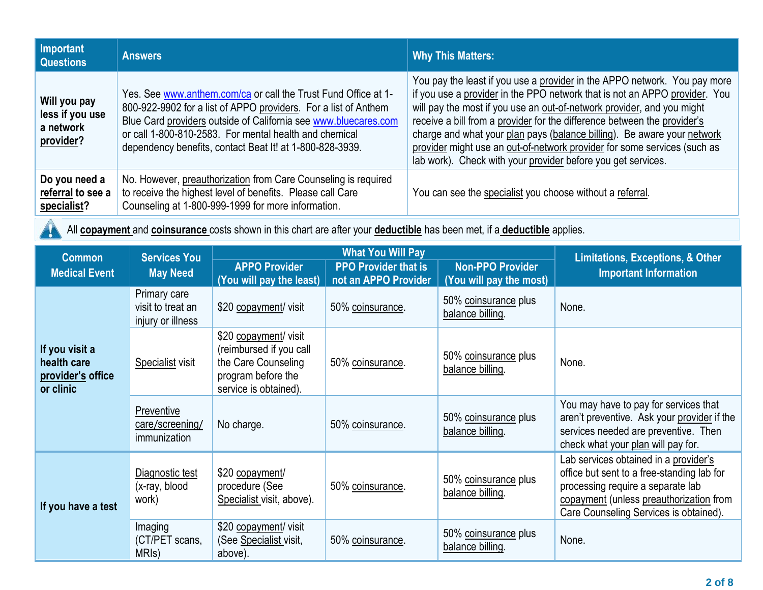| Important Questions | Answers | Why This Matters: |
|---|---|---|
| **Will you pay less if you use a network provider?** | Yes. See www.anthem.com/ca or call the Trust Fund Office at 1-800-922-9902 for a list of APPO providers. For a list of Anthem Blue Card providers outside of California see www.bluecares.com or call 1-800-810-2583. For mental health and chemical dependency benefits, contact Beat It! at 1-800-828-3939. | You pay the least if you use a provider in the APPO network. You pay more if you use a provider in the PPO network that is not an APPO provider. You will pay the most if you use an out-of-network provider, and you might receive a bill from a provider for the difference between the provider's charge and what your plan pays (balance billing). Be aware your network provider might use an out-of-network provider for some services (such as lab work). Check with your provider before you get services. |
| **Do you need a referral to see a specialist?** | No. However, preauthorization from Care Counseling is required to receive the highest level of benefits. Please call Care Counseling at 1-800-999-1999 for more information. | You can see the specialist you choose without a referral. |

All **copayment** and **coinsurance** costs shown in this chart are after your **deductible** has been met, if a **deductible** applies.

| Common Medical Event | Services You May Need | What You Will Pay | | | Limitations, Exceptions, & Other Important Information |
|---|---|---|---|---|---|
| | | APPO Provider (You will pay the least) | PPO Provider that is not an APPO Provider | Non-PPO Provider (You will pay the most) | |
| **If you visit a health care provider's office or clinic** | Primary care visit to treat an injury or illness | $20 copayment/ visit | 50% coinsurance. | 50% coinsurance plus balance billing. | None. |
| | Specialist visit | $20 copayment/ visit (reimbursed if you call the Care Counseling program before the service is obtained). | 50% coinsurance. | 50% coinsurance plus balance billing. | None. |
| | Preventive care/screening/ immunization | No charge. | 50% coinsurance. | 50% coinsurance plus balance billing. | You may have to pay for services that aren't preventive. Ask your provider if the services needed are preventive. Then check what your plan will pay for. |
| **If you have a test** | Diagnostic test (x-ray, blood work) | $20 copayment/ procedure (See Specialist visit, above). | 50% coinsurance. | 50% coinsurance plus balance billing. | Lab services obtained in a provider's office but sent to a free-standing lab for processing require a separate lab copayment (unless preauthorization from Care Counseling Services is obtained). |
| | Imaging (CT/PET scans, MRIs) | $20 copayment/ visit (See Specialist visit, above). | 50% coinsurance. | 50% coinsurance plus balance billing. | None. |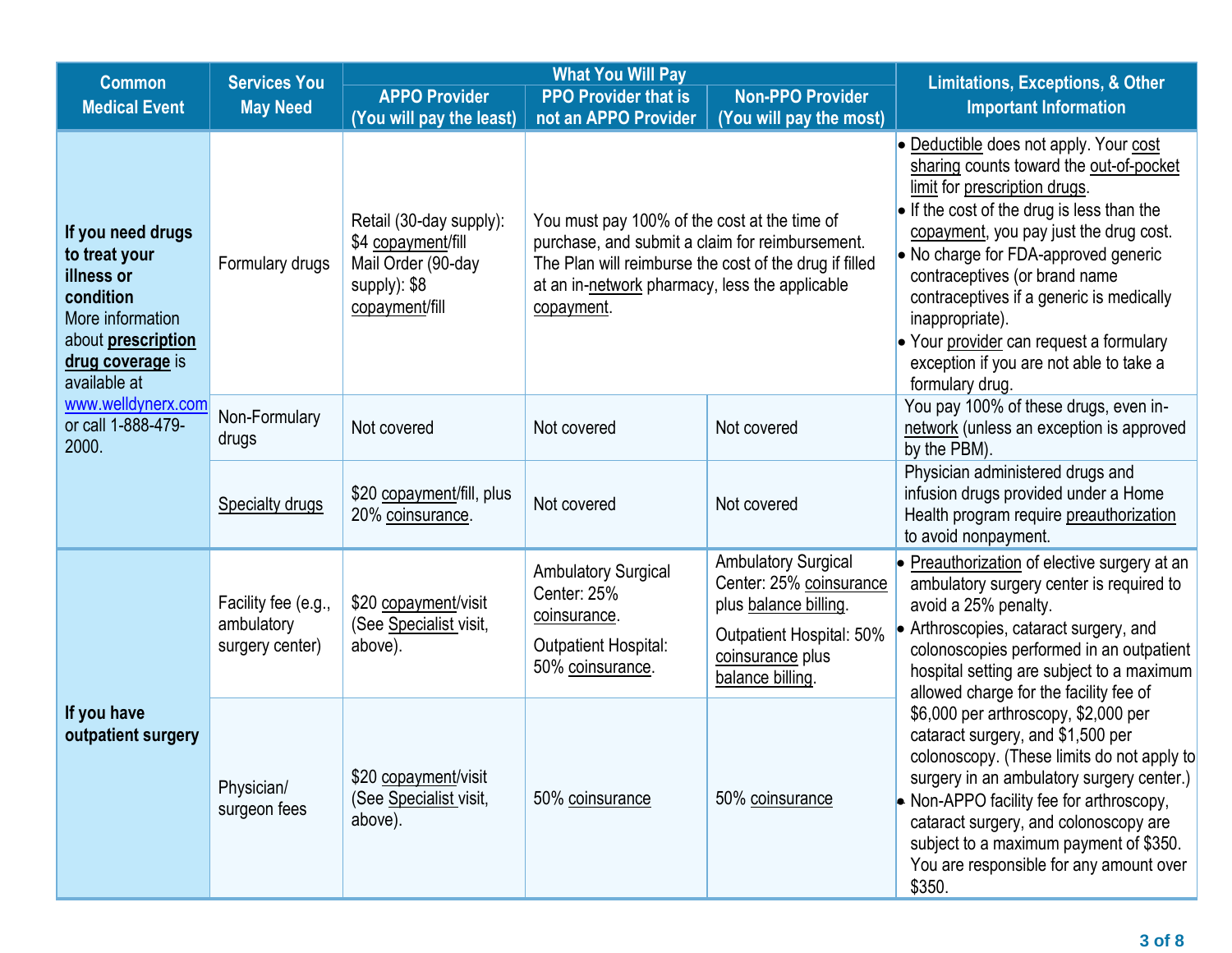| Common Medical Event | Services You May Need | What You Will Pay | | | Limitations, Exceptions, & Other Important Information |
|---|---|---|---|---|---|
| | | APPO Provider (You will pay the least) | PPO Provider that is not an APPO Provider | Non-PPO Provider (You will pay the most) | |
| **If you need drugs to treat your illness or condition** More information about **prescription drug coverage** is available at www.welldynerx.com or call 1-888-479-2000. | Formulary drugs | Retail (30-day supply): $4 copayment/fill Mail Order (90-day supply): $8 copayment/fill | You must pay 100% of the cost at the time of purchase, and submit a claim for reimbursement. The Plan will reimburse the cost of the drug if filled at an in-network pharmacy, less the applicable copayment. | | • Deductible does not apply. Your cost sharing counts toward the out-of-pocket limit for prescription drugs. • If the cost of the drug is less than the copayment, you pay just the drug cost. • No charge for FDA-approved generic contraceptives (or brand name contraceptives if a generic is medically inappropriate). • Your provider can request a formulary exception if you are not able to take a formulary drug. |
| | Non-Formulary drugs | Not covered | Not covered | Not covered | You pay 100% of these drugs, even in-network (unless an exception is approved by the PBM). |
| | Specialty drugs | $20 copayment/fill, plus 20% coinsurance. | Not covered | Not covered | Physician administered drugs and infusion drugs provided under a Home Health program require preauthorization to avoid nonpayment. |
| **If you have outpatient surgery** | Facility fee (e.g., ambulatory surgery center) | $20 copayment/visit (See Specialist visit, above). | Ambulatory Surgical Center: 25% coinsurance. Outpatient Hospital: 50% coinsurance. | Ambulatory Surgical Center: 25% coinsurance plus balance billing. Outpatient Hospital: 50% coinsurance plus balance billing. | • Preauthorization of elective surgery at an ambulatory surgery center is required to avoid a 25% penalty. • Arthroscopies, cataract surgery, and colonoscopies performed in an outpatient hospital setting are subject to a maximum allowed charge for the facility fee of $6,000 per arthroscopy, $2,000 per cataract surgery, and $1,500 per colonoscopy. (These limits do not apply to surgery in an ambulatory surgery center.) • Non-APPO facility fee for arthroscopy, cataract surgery, and colonoscopy are subject to a maximum payment of $350. You are responsible for any amount over $350. |
| | Physician/ surgeon fees | $20 copayment/visit (See Specialist visit, above). | 50% coinsurance | 50% coinsurance | |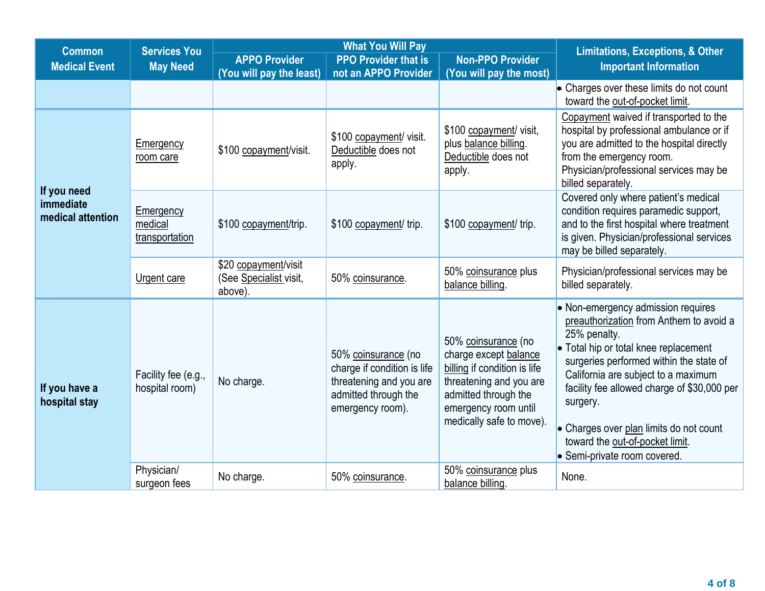| Common Medical Event | Services You May Need | What You Will Pay | | | Limitations, Exceptions, & Other Important Information |
|---|---|---|---|---|---|
| | | APPO Provider (You will pay the least) | PPO Provider that is not an APPO Provider | Non-PPO Provider (You will pay the most) | |
| | | | | | • Charges over these limits do not count toward the out-of-pocket limit. |
| If you need immediate medical attention | Emergency room care | $100 copayment/visit. | $100 copayment/ visit. Deductible does not apply. | $100 copayment/ visit, plus balance billing. Deductible does not apply. | Copayment waived if transported to the hospital by professional ambulance or if you are admitted to the hospital directly from the emergency room. Physician/professional services may be billed separately. |
| | Emergency medical transportation | $100 copayment/trip. | $100 copayment/ trip. | $100 copayment/ trip. | Covered only where patient's medical condition requires paramedic support, and to the first hospital where treatment is given. Physician/professional services may be billed separately. |
| | Urgent care | $20 copayment/visit (See Specialist visit, above). | 50% coinsurance. | 50% coinsurance plus balance billing. | Physician/professional services may be billed separately. |
| If you have a hospital stay | Facility fee (e.g., hospital room) | No charge. | 50% coinsurance (no charge if condition is life threatening and you are admitted through the emergency room). | 50% coinsurance (no charge except balance billing if condition is life threatening and you are admitted through the emergency room until medically safe to move). | • Non-emergency admission requires preauthorization from Anthem to avoid a 25% penalty.<br>• Total hip or total knee replacement surgeries performed within the state of California are subject to a maximum facility fee allowed charge of $30,000 per surgery.<br>• Charges over plan limits do not count toward the out-of-pocket limit.<br>• Semi-private room covered. |
| | Physician/ surgeon fees | No charge. | 50% coinsurance. | 50% coinsurance plus balance billing. | None. |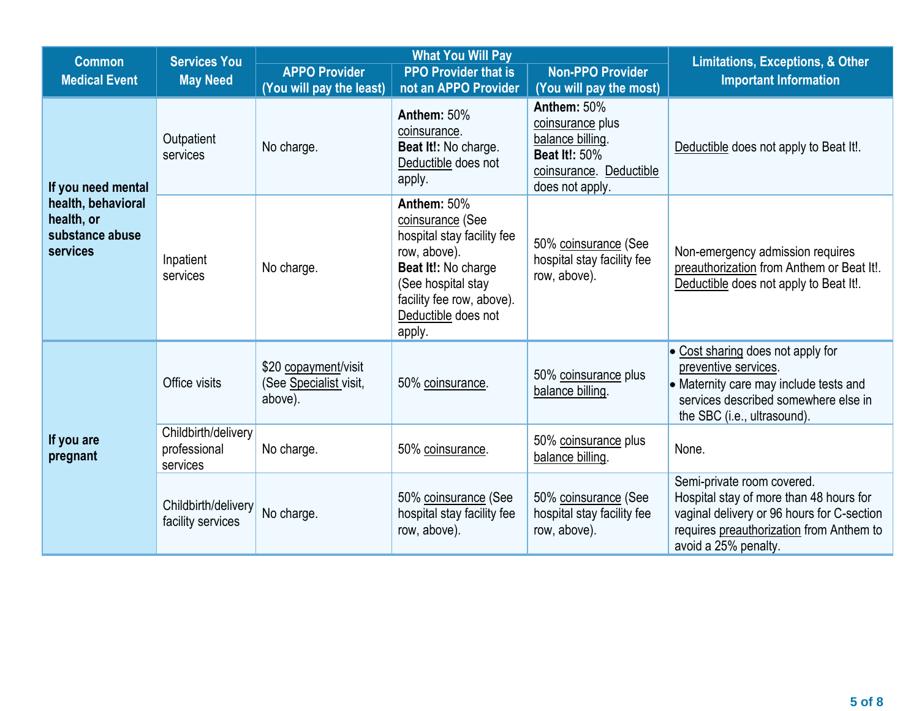| Common Medical Event | Services You May Need | What You Will Pay | | | Limitations, Exceptions, & Other Important Information |
|---|---|---|---|---|---|
| | | APPO Provider (You will pay the least) | PPO Provider that is not an APPO Provider | Non-PPO Provider (You will pay the most) | |
| If you need mental health, behavioral health, or substance abuse services | Outpatient services | No charge. | **Anthem:** 50% coinsurance. **Beat It!:** No charge. Deductible does not apply. | **Anthem:** 50% coinsurance plus balance billing. **Beat It!:** 50% coinsurance. Deductible does not apply. | Deductible does not apply to Beat It!. |
| | Inpatient services | No charge. | **Anthem:** 50% coinsurance (See hospital stay facility fee row, above). **Beat It!:** No charge (See hospital stay facility fee row, above). Deductible does not apply. | 50% coinsurance (See hospital stay facility fee row, above). | Non-emergency admission requires preauthorization from Anthem or Beat It!. Deductible does not apply to Beat It!. |
| If you are pregnant | Office visits | $20 copayment/visit (See Specialist visit, above). | 50% coinsurance. | 50% coinsurance plus balance billing. | • Cost sharing does not apply for preventive services. • Maternity care may include tests and services described somewhere else in the SBC (i.e., ultrasound). |
| | Childbirth/delivery professional services | No charge. | 50% coinsurance. | 50% coinsurance plus balance billing. | None. |
| | Childbirth/delivery facility services | No charge. | 50% coinsurance (See hospital stay facility fee row, above). | 50% coinsurance (See hospital stay facility fee row, above). | Semi-private room covered. Hospital stay of more than 48 hours for vaginal delivery or 96 hours for C-section requires preauthorization from Anthem to avoid a 25% penalty. |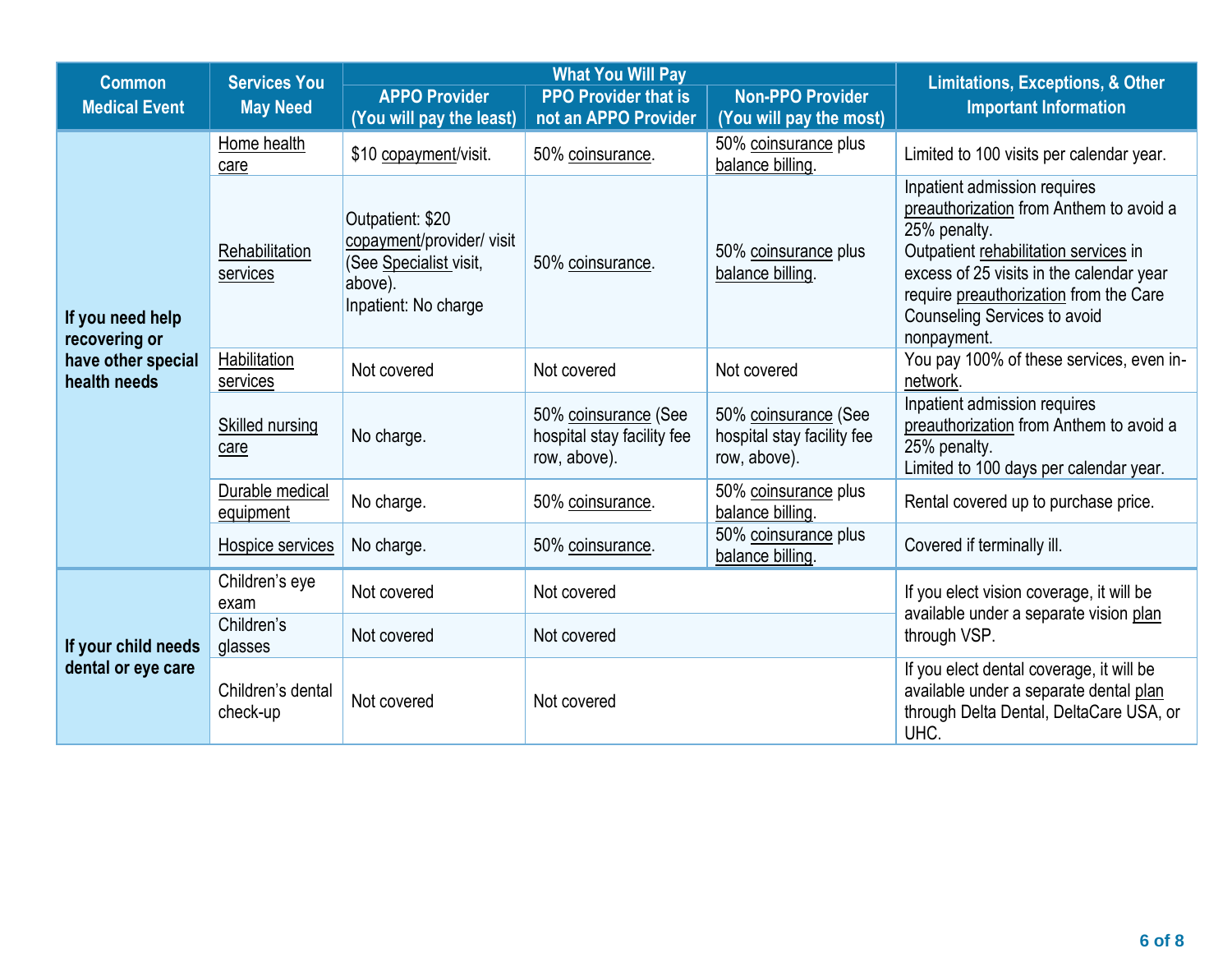| Common Medical Event | Services You May Need | What You Will Pay | | | Limitations, Exceptions, & Other Important Information |
|---|---|---|---|---|---|
| | | APPO Provider (You will pay the least) | PPO Provider that is not an APPO Provider | Non-PPO Provider (You will pay the most) | |
| **If you need help recovering or have other special health needs** | Home health care | $10 copayment/visit. | 50% coinsurance. | 50% coinsurance plus balance billing. | Limited to 100 visits per calendar year. |
| | Rehabilitation services | Outpatient: $20 copayment/provider/ visit (See Specialist visit, above). Inpatient: No charge | 50% coinsurance. | 50% coinsurance plus balance billing. | Inpatient admission requires preauthorization from Anthem to avoid a 25% penalty. Outpatient rehabilitation services in excess of 25 visits in the calendar year require preauthorization from the Care Counseling Services to avoid nonpayment. |
| | Habilitation services | Not covered | Not covered | Not covered | You pay 100% of these services, even in-network. |
| | Skilled nursing care | No charge. | 50% coinsurance (See hospital stay facility fee row, above). | 50% coinsurance (See hospital stay facility fee row, above). | Inpatient admission requires preauthorization from Anthem to avoid a 25% penalty. Limited to 100 days per calendar year. |
| | Durable medical equipment | No charge. | 50% coinsurance. | 50% coinsurance plus balance billing. | Rental covered up to purchase price. |
| | Hospice services | No charge. | 50% coinsurance. | 50% coinsurance plus balance billing. | Covered if terminally ill. |
| **If your child needs dental or eye care** | Children's eye exam | Not covered | Not covered | | If you elect vision coverage, it will be available under a separate vision plan through VSP. |
| | Children's glasses | Not covered | Not covered | | |
| | Children's dental check-up | Not covered | Not covered | | If you elect dental coverage, it will be available under a separate dental plan through Delta Dental, DeltaCare USA, or UHC. |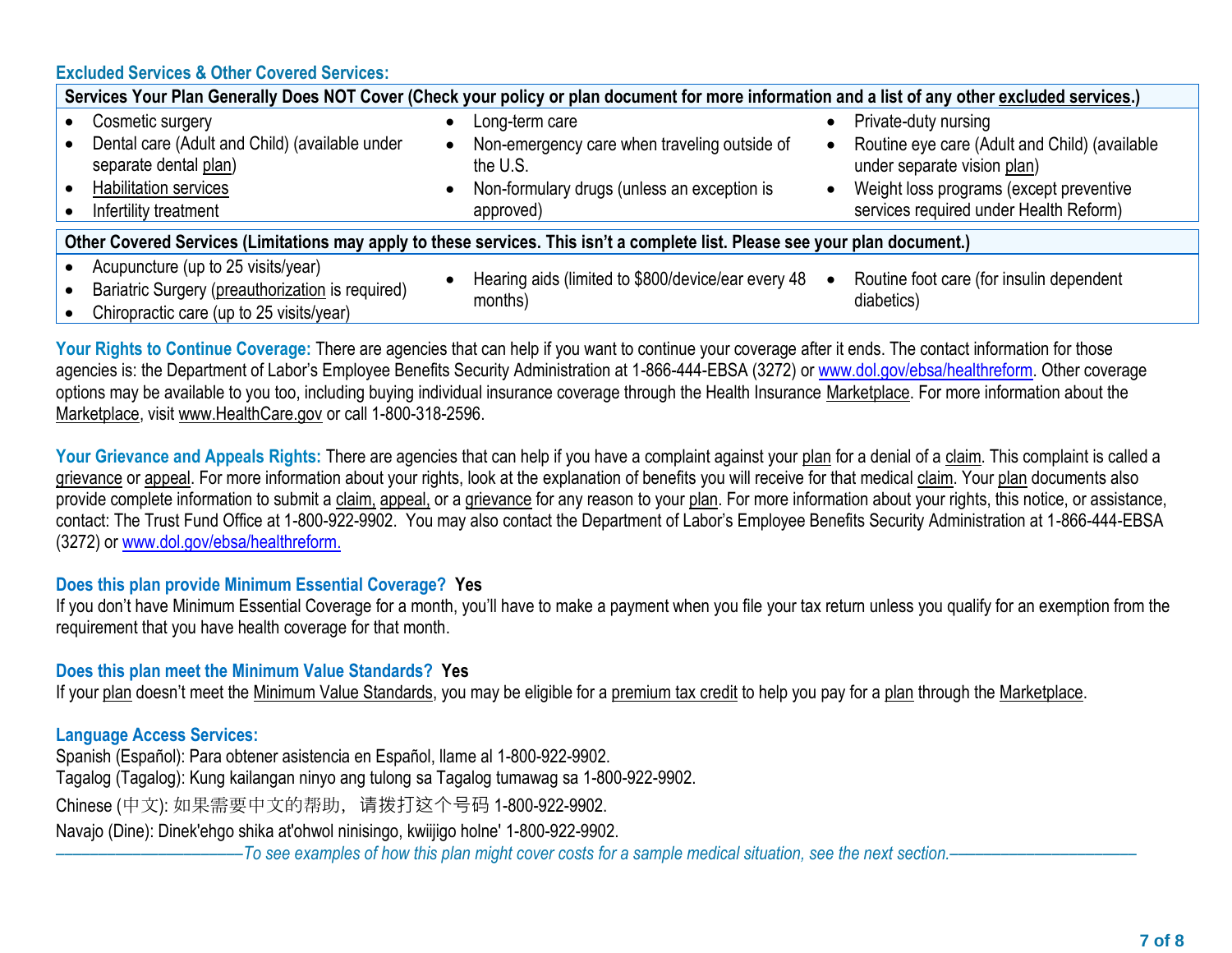### Excluded Services & Other Covered Services:

| Services Your Plan Generally Does NOT Cover (Check your policy or plan document for more information and a list of any other excluded services.) | | |
|---|---|---|
| • Cosmetic surgery<br>• Dental care (Adult and Child) (available under separate dental plan)<br>• Habilitation services<br>• Infertility treatment | • Long-term care<br>• Non-emergency care when traveling outside of the U.S.<br>• Non-formulary drugs (unless an exception is approved) | • Private-duty nursing<br>• Routine eye care (Adult and Child) (available under separate vision plan)<br>• Weight loss programs (except preventive services required under Health Reform) |

| Other Covered Services (Limitations may apply to these services. This isn't a complete list. Please see your plan document.) | | |
|---|---|---|
| • Acupuncture (up to 25 visits/year)<br>• Bariatric Surgery (preauthorization is required)<br>• Chiropractic care (up to 25 visits/year) | • Hearing aids (limited to $800/device/ear every 48 months) | • Routine foot care (for insulin dependent diabetics) |

**Your Rights to Continue Coverage:** There are agencies that can help if you want to continue your coverage after it ends. The contact information for those agencies is: the Department of Labor's Employee Benefits Security Administration at 1-866-444-EBSA (3272) or www.dol.gov/ebsa/healthreform. Other coverage options may be available to you too, including buying individual insurance coverage through the Health Insurance Marketplace. For more information about the Marketplace, visit www.HealthCare.gov or call 1-800-318-2596.

**Your Grievance and Appeals Rights:** There are agencies that can help if you have a complaint against your plan for a denial of a claim. This complaint is called a grievance or appeal. For more information about your rights, look at the explanation of benefits you will receive for that medical claim. Your plan documents also provide complete information to submit a claim, appeal, or a grievance for any reason to your plan. For more information about your rights, this notice, or assistance, contact: The Trust Fund Office at 1-800-922-9902. You may also contact the Department of Labor's Employee Benefits Security Administration at 1-866-444-EBSA (3272) or www.dol.gov/ebsa/healthreform.

**Does this plan provide Minimum Essential Coverage? Yes**

If you don't have Minimum Essential Coverage for a month, you'll have to make a payment when you file your tax return unless you qualify for an exemption from the requirement that you have health coverage for that month.

**Does this plan meet the Minimum Value Standards? Yes**

If your plan doesn't meet the Minimum Value Standards, you may be eligible for a premium tax credit to help you pay for a plan through the Marketplace.

**Language Access Services:**

Spanish (Español): Para obtener asistencia en Español, llame al 1-800-922-9902.
Tagalog (Tagalog): Kung kailangan ninyo ang tulong sa Tagalog tumawag sa 1-800-922-9902.
Chinese (中文): 如果需要中文的帮助，请拨打这个号码 1-800-922-9902.
Navajo (Dine): Dinek'ehgo shika at'ohwol ninisingo, kwiijigo holne' 1-800-922-9902.

*——————————To see examples of how this plan might cover costs for a sample medical situation, see the next section.——————————*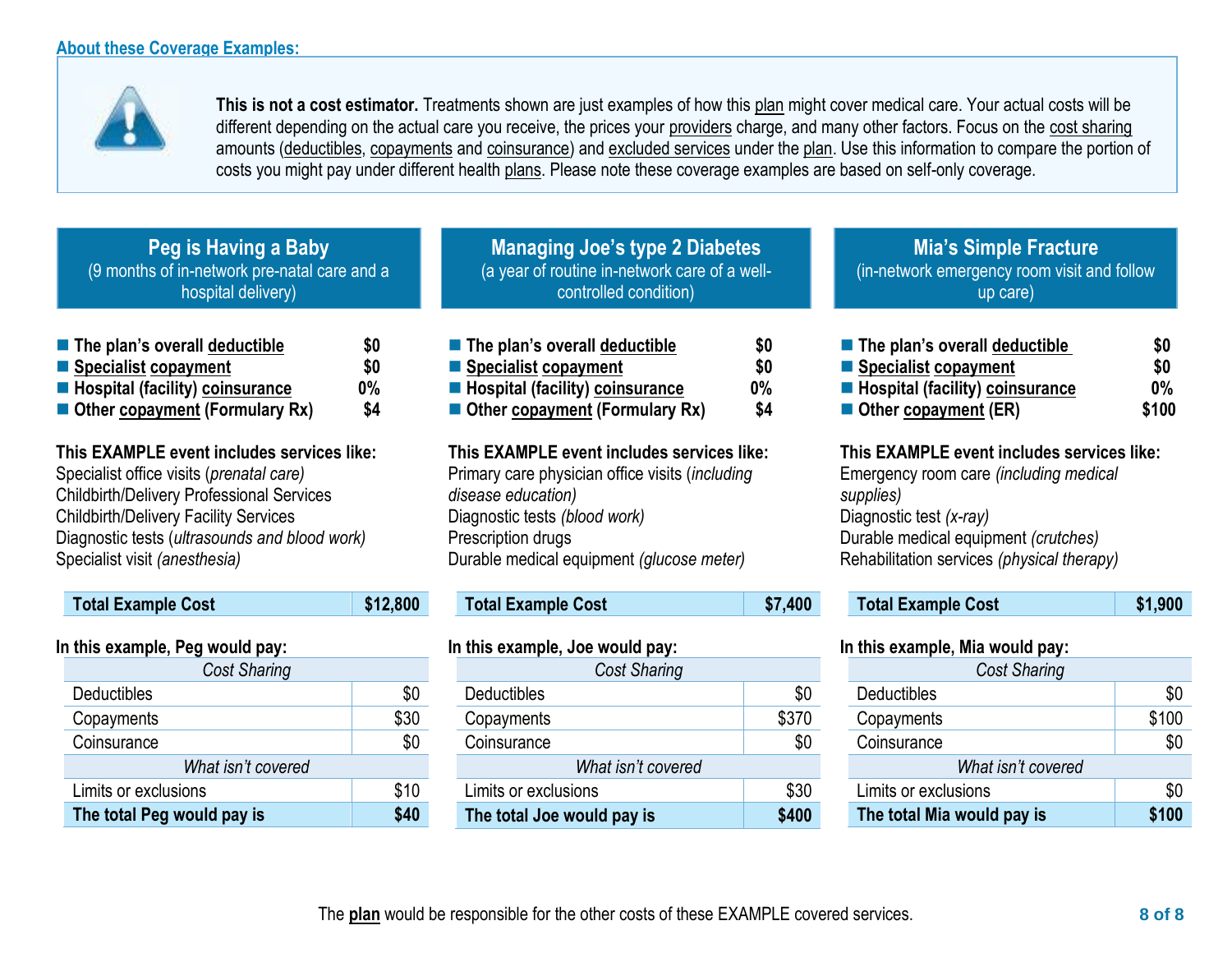## About these Coverage Examples:

**This is not a cost estimator.** Treatments shown are just examples of how this plan might cover medical care. Your actual costs will be different depending on the actual care you receive, the prices your providers charge, and many other factors. Focus on the cost sharing amounts (deductibles, copayments and coinsurance) and excluded services under the plan. Use this information to compare the portion of costs you might pay under different health plans. Please note these coverage examples are based on self-only coverage.

### Peg is Having a Baby
(9 months of in-network pre-natal care and a hospital delivery)

- **The plan's overall deductible** — **$0**
- **Specialist copayment** — **$0**
- **Hospital (facility) coinsurance** — **0%**
- **Other copayment (Formulary Rx)** — **$4**

**This EXAMPLE event includes services like:**
Specialist office visits (*prenatal care)*
Childbirth/Delivery Professional Services
Childbirth/Delivery Facility Services
Diagnostic tests (*ultrasounds and blood work)*
Specialist visit *(anesthesia)*

| **Total Example Cost** | **$12,800** |
|---|---|

**In this example, Peg would pay:**

| *Cost Sharing* | |
|---|---|
| Deductibles | $0 |
| Copayments | $30 |
| Coinsurance | $0 |
| *What isn't covered* | |
| Limits or exclusions | $10 |
| **The total Peg would pay is** | **$40** |

### Managing Joe's type 2 Diabetes
(a year of routine in-network care of a well-controlled condition)

- **The plan's overall deductible** — **$0**
- **Specialist copayment** — **$0**
- **Hospital (facility) coinsurance** — **0%**
- **Other copayment (Formulary Rx)** — **$4**

**This EXAMPLE event includes services like:**
Primary care physician office visits (*including disease education)*
Diagnostic tests *(blood work)*
Prescription drugs
Durable medical equipment *(glucose meter)*

| **Total Example Cost** | **$7,400** |
|---|---|

**In this example, Joe would pay:**

| *Cost Sharing* | |
|---|---|
| Deductibles | $0 |
| Copayments | $370 |
| Coinsurance | $0 |
| *What isn't covered* | |
| Limits or exclusions | $30 |
| **The total Joe would pay is** | **$400** |

### Mia's Simple Fracture
(in-network emergency room visit and follow up care)

- **The plan's overall deductible** — **$0**
- **Specialist copayment** — **$0**
- **Hospital (facility) coinsurance** — **0%**
- **Other copayment (ER)** — **$100**

**This EXAMPLE event includes services like:**
Emergency room care *(including medical supplies)*
Diagnostic test *(x-ray)*
Durable medical equipment *(crutches)*
Rehabilitation services *(physical therapy)*

| **Total Example Cost** | **$1,900** |
|---|---|

**In this example, Mia would pay:**

| *Cost Sharing* | |
|---|---|
| Deductibles | $0 |
| Copayments | $100 |
| Coinsurance | $0 |
| *What isn't covered* | |
| Limits or exclusions | $0 |
| **The total Mia would pay is** | **$100** |

The **plan** would be responsible for the other costs of these EXAMPLE covered services.